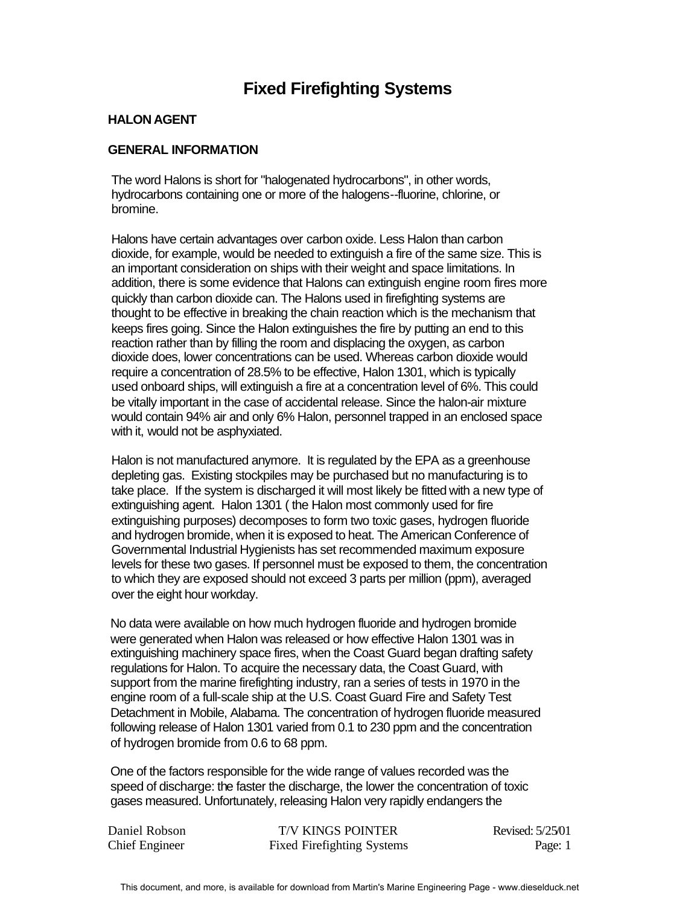# Fixed Firefighting Systems

## HALON AGENT

### GENERAL INFORMATION

The word Halons is short for "halogenated hydrocarbons", in other words, hydrocarbons containing one or more of the halogens--fluorine, chlorine, or bromine.

Halons have certain advantages over carbon oxide. Less Halon than carbon dioxide, for example, would be needed to extinguish a fire of the same size. This is an important consideration on ships with their weight and space limitations. In addition, there is some evidence that Halons can extinguish engine room fires more quickly than carbon dioxide can. The Halons used in firefighting systems are thought to be effective in breaking the chain reaction which is the mechanism that keeps fires going. Since the Halon extinguishes the fire by putting an end to this reaction rather than by filling the room and displacing the oxygen, as carbon dioxide does, lower concentrations can be used. Whereas carbon dioxide would require a concentration of 28.5% to be effective, Halon 1301, which is typically used onboard ships, will extinguish a fire at a concentration level of 6%. This could be vitally important in the case of accidental release. Since the halon-air mixture would contain 94% air and only 6% Halon, personnel trapped in an enclosed space with it, would not be asphyxiated.

Halon is not manufactured anymore. It is regulated by the EPA as a greenhouse depleting gas. Existing stockpiles may be purchased but no manufacturing is to take place. If the system is discharged it will most likely be fitted with a new type of extinguishing agent. Halon 1301 ( the Halon most commonly used for fire extinguishing purposes) decomposes to form two toxic gases, hydrogen fluoride and hydrogen bromide, when it is exposed to heat. The American Conference of Governmental Industrial Hygienists has set recommended maximum exposure levels for these two gases. If personnel must be exposed to them, the concentration to which they are exposed should not exceed 3 parts per million (ppm), averaged over the eight hour workday.

No data were available on how much hydrogen fluoride and hydrogen bromide were generated when Halon was released or how effective Halon 1301 was in extinguishing machinery space fires, when the Coast Guard began drafting safety regulations for Halon. To acquire the necessary data, the Coast Guard, with support from the marine firefighting industry, ran a series of tests in 1970 in the engine room of a full-scale ship at the U.S. Coast Guard Fire and Safety Test Detachment in Mobile, Alabama. The concentration of hydrogen fluoride measured following release of Halon 1301 varied from 0.1 to 230 ppm and the concentration of hydrogen bromide from 0.6 to 68 ppm.

One of the factors responsible for the wide range of values recorded was the speed of discharge: the faster the discharge, the lower the concentration of toxic gases measured. Unfortunately, releasing Halon very rapidly endangers the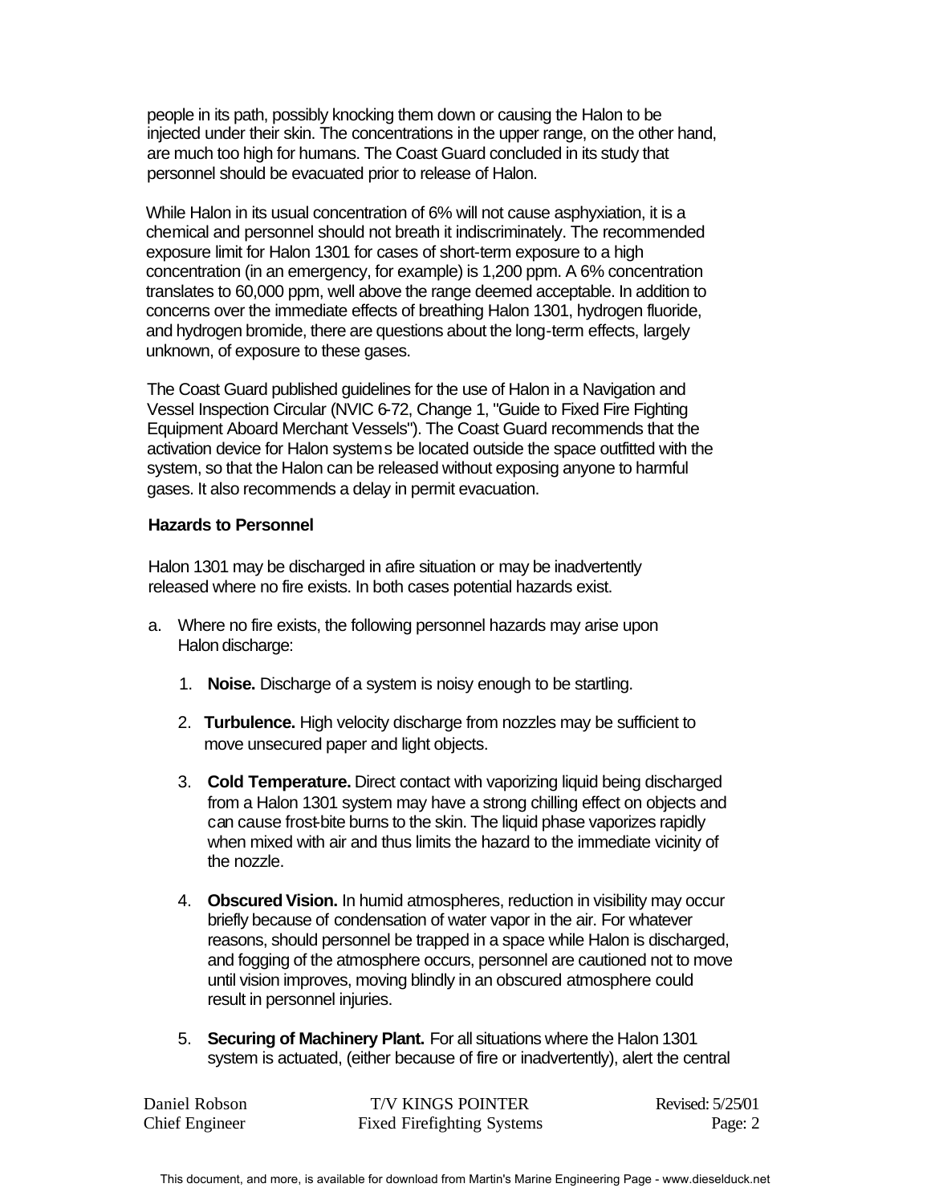people in its path, possibly knocking them down or causing the Halon to be injected under their skin. The concentrations in the upper range, on the other hand, are much too high for humans. The Coast Guard concluded in its study that personnel should be evacuated prior to release of Halon.

While Halon in its usual concentration of 6% will not cause asphyxiation, it is a chemical and personnel should not breath it indiscriminately. The recommended exposure limit for Halon 1301 for cases of short-term exposure to a high concentration (in an emergency, for example) is 1,200 ppm. A 6% concentration translates to 60,000 ppm, well above the range deemed acceptable. In addition to concerns over the immediate effects of breathing Halon 1301, hydrogen fluoride, and hydrogen bromide, there are questions about the long-term effects, largely unknown, of exposure to these gases.

The Coast Guard published guidelines for the use of Halon in a Navigation and Vessel Inspection Circular (NVIC 6-72, Change 1, "Guide to Fixed Fire Fighting Equipment Aboard Merchant Vessels"). The Coast Guard recommends that the activation device for Halon systems be located outside the space outfitted with the system, so that the Halon can be released without exposing anyone to harmful gases. It also recommends a delay in permit evacuation.

### Hazards to Personnel

Halon 1301 may be discharged in afire situation or may be inadvertently released where no fire exists. In both cases potential hazards exist.

a. Where no fire exists, the following personnel hazards may arise upon Halon discharge:

   1. **Noise.** Discharge of a system is noisy enough to be startling.

   2. **Turbulence.** High velocity discharge from nozzles may be sufficient to move unsecured paper and light objects.

   3. **Cold Temperature.** Direct contact with vaporizing liquid being discharged from a Halon 1301 system may have a strong chilling effect on objects and can cause frost-bite burns to the skin. The liquid phase vaporizes rapidly when mixed with air and thus limits the hazard to the immediate vicinity of the nozzle.

   4. **Obscured Vision.** In humid atmospheres, reduction in visibility may occur briefly because of condensation of water vapor in the air. For whatever reasons, should personnel be trapped in a space while Halon is discharged, and fogging of the atmosphere occurs, personnel are cautioned not to move until vision improves, moving blindly in an obscured atmosphere could result in personnel injuries.

   5. **Securing of Machinery Plant.** For all situations where the Halon 1301 system is actuated, (either because of fire or inadvertently), alert the central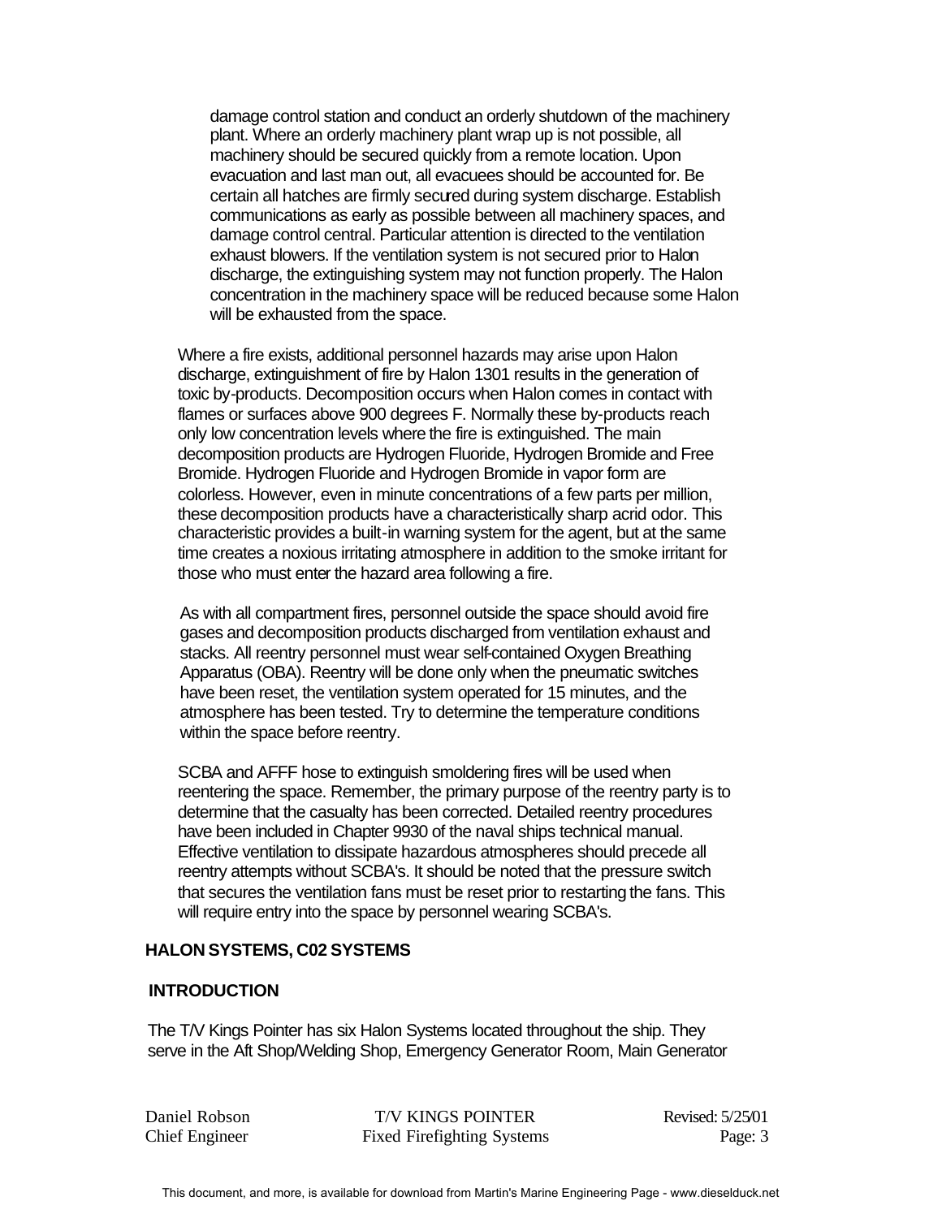damage control station and conduct an orderly shutdown of the machinery plant. Where an orderly machinery plant wrap up is not possible, all machinery should be secured quickly from a remote location. Upon evacuation and last man out, all evacuees should be accounted for. Be certain all hatches are firmly secured during system discharge. Establish communications as early as possible between all machinery spaces, and damage control central. Particular attention is directed to the ventilation exhaust blowers. If the ventilation system is not secured prior to Halon discharge, the extinguishing system may not function properly. The Halon concentration in the machinery space will be reduced because some Halon will be exhausted from the space.

Where a fire exists, additional personnel hazards may arise upon Halon discharge, extinguishment of fire by Halon 1301 results in the generation of toxic by-products. Decomposition occurs when Halon comes in contact with flames or surfaces above 900 degrees F. Normally these by-products reach only low concentration levels where the fire is extinguished. The main decomposition products are Hydrogen Fluoride, Hydrogen Bromide and Free Bromide. Hydrogen Fluoride and Hydrogen Bromide in vapor form are colorless. However, even in minute concentrations of a few parts per million, these decomposition products have a characteristically sharp acrid odor. This characteristic provides a built-in warning system for the agent, but at the same time creates a noxious irritating atmosphere in addition to the smoke irritant for those who must enter the hazard area following a fire.

As with all compartment fires, personnel outside the space should avoid fire gases and decomposition products discharged from ventilation exhaust and stacks. All reentry personnel must wear self-contained Oxygen Breathing Apparatus (OBA). Reentry will be done only when the pneumatic switches have been reset, the ventilation system operated for 15 minutes, and the atmosphere has been tested. Try to determine the temperature conditions within the space before reentry.

SCBA and AFFF hose to extinguish smoldering fires will be used when reentering the space. Remember, the primary purpose of the reentry party is to determine that the casualty has been corrected. Detailed reentry procedures have been included in Chapter 9930 of the naval ships technical manual. Effective ventilation to dissipate hazardous atmospheres should precede all reentry attempts without SCBA's. It should be noted that the pressure switch that secures the ventilation fans must be reset prior to restarting the fans. This will require entry into the space by personnel wearing SCBA's.

## HALON SYSTEMS, C02 SYSTEMS

### INTRODUCTION

The T/V Kings Pointer has six Halon Systems located throughout the ship. They serve in the Aft Shop/Welding Shop, Emergency Generator Room, Main Generator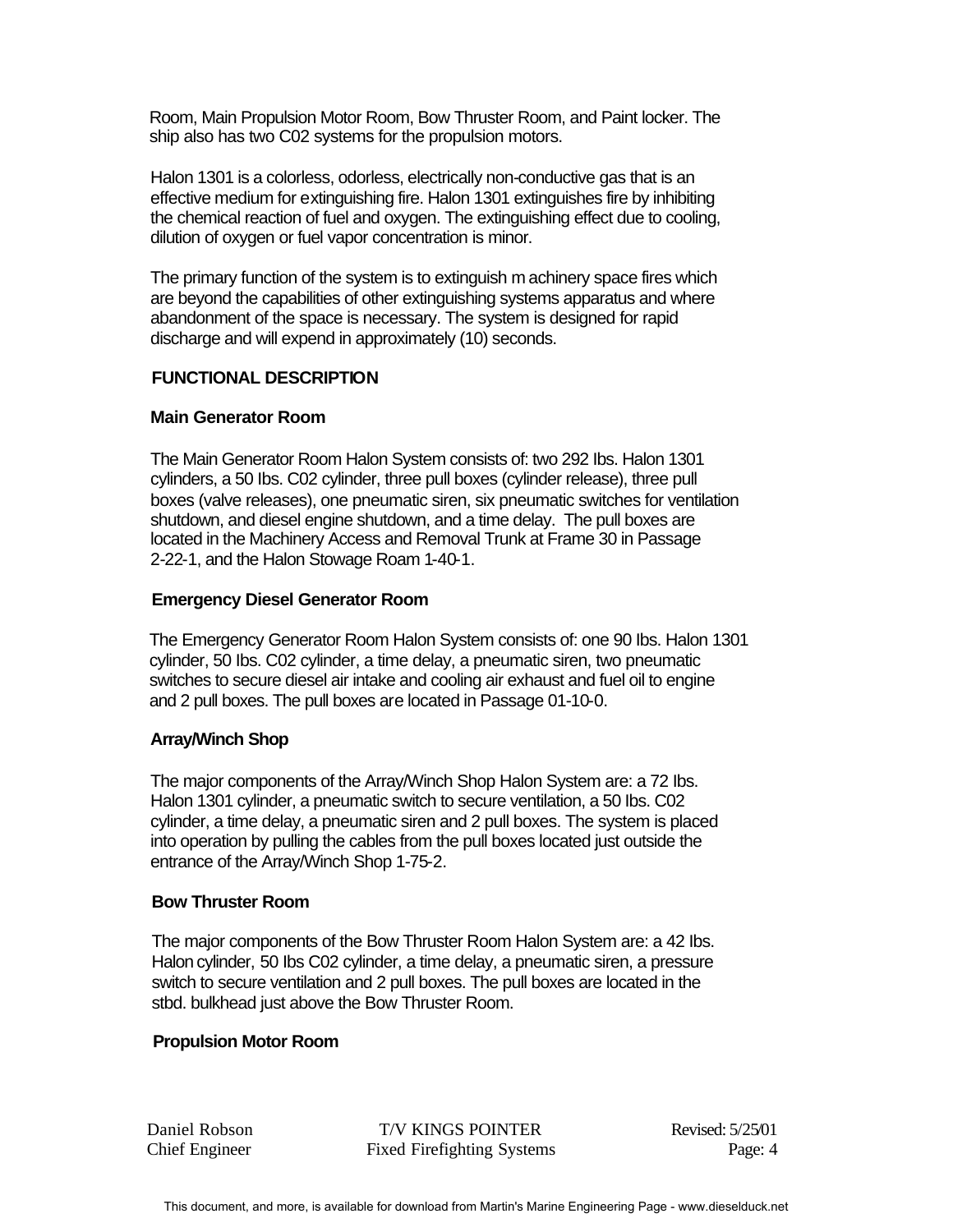Room, Main Propulsion Motor Room, Bow Thruster Room, and Paint locker. The ship also has two C02 systems for the propulsion motors.

Halon 1301 is a colorless, odorless, electrically non-conductive gas that is an effective medium for extinguishing fire. Halon 1301 extinguishes fire by inhibiting the chemical reaction of fuel and oxygen. The extinguishing effect due to cooling, dilution of oxygen or fuel vapor concentration is minor.

The primary function of the system is to extinguish m achinery space fires which are beyond the capabilities of other extinguishing systems apparatus and where abandonment of the space is necessary. The system is designed for rapid discharge and will expend in approximately (10) seconds.

## FUNCTIONAL DESCRIPTION

### Main Generator Room

The Main Generator Room Halon System consists of: two 292 Ibs. Halon 1301 cylinders, a 50 Ibs. C02 cylinder, three pull boxes (cylinder release), three pull boxes (valve releases), one pneumatic siren, six pneumatic switches for ventilation shutdown, and diesel engine shutdown, and a time delay. The pull boxes are located in the Machinery Access and Removal Trunk at Frame 30 in Passage 2-22-1, and the Halon Stowage Roam 1-40-1.

### Emergency Diesel Generator Room

The Emergency Generator Room Halon System consists of: one 90 Ibs. Halon 1301 cylinder, 50 Ibs. C02 cylinder, a time delay, a pneumatic siren, two pneumatic switches to secure diesel air intake and cooling air exhaust and fuel oil to engine and 2 pull boxes. The pull boxes are located in Passage 01-10-0.

### Array/Winch Shop

The major components of the Array/Winch Shop Halon System are: a 72 Ibs. Halon 1301 cylinder, a pneumatic switch to secure ventilation, a 50 Ibs. C02 cylinder, a time delay, a pneumatic siren and 2 pull boxes. The system is placed into operation by pulling the cables from the pull boxes located just outside the entrance of the Array/Winch Shop 1-75-2.

### Bow Thruster Room

The major components of the Bow Thruster Room Halon System are: a 42 Ibs. Halon cylinder, 50 Ibs C02 cylinder, a time delay, a pneumatic siren, a pressure switch to secure ventilation and 2 pull boxes. The pull boxes are located in the stbd. bulkhead just above the Bow Thruster Room.

### Propulsion Motor Room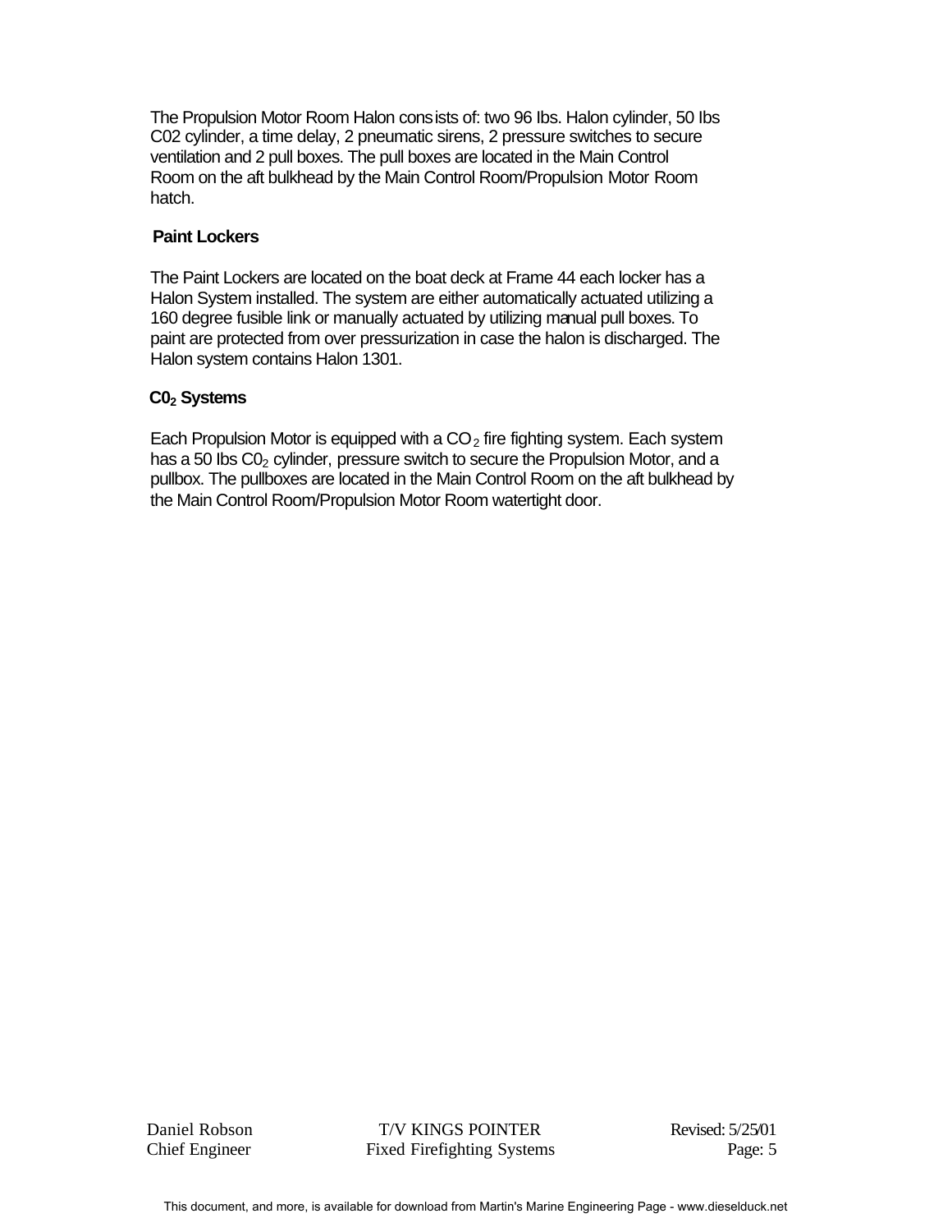The Propulsion Motor Room Halon consists of: two 96 Ibs. Halon cylinder, 50 Ibs C02 cylinder, a time delay, 2 pneumatic sirens, 2 pressure switches to secure ventilation and 2 pull boxes. The pull boxes are located in the Main Control Room on the aft bulkhead by the Main Control Room/Propulsion Motor Room hatch.

**Paint Lockers**

The Paint Lockers are located on the boat deck at Frame 44 each locker has a Halon System installed. The system are either automatically actuated utilizing a 160 degree fusible link or manually actuated by utilizing manual pull boxes. To paint are protected from over pressurization in case the halon is discharged. The Halon system contains Halon 1301.

**$C0_2$ Systems**

Each Propulsion Motor is equipped with a $CO_2$ fire fighting system. Each system has a 50 lbs $C0_2$ cylinder, pressure switch to secure the Propulsion Motor, and a pullbox. The pullboxes are located in the Main Control Room on the aft bulkhead by the Main Control Room/Propulsion Motor Room watertight door.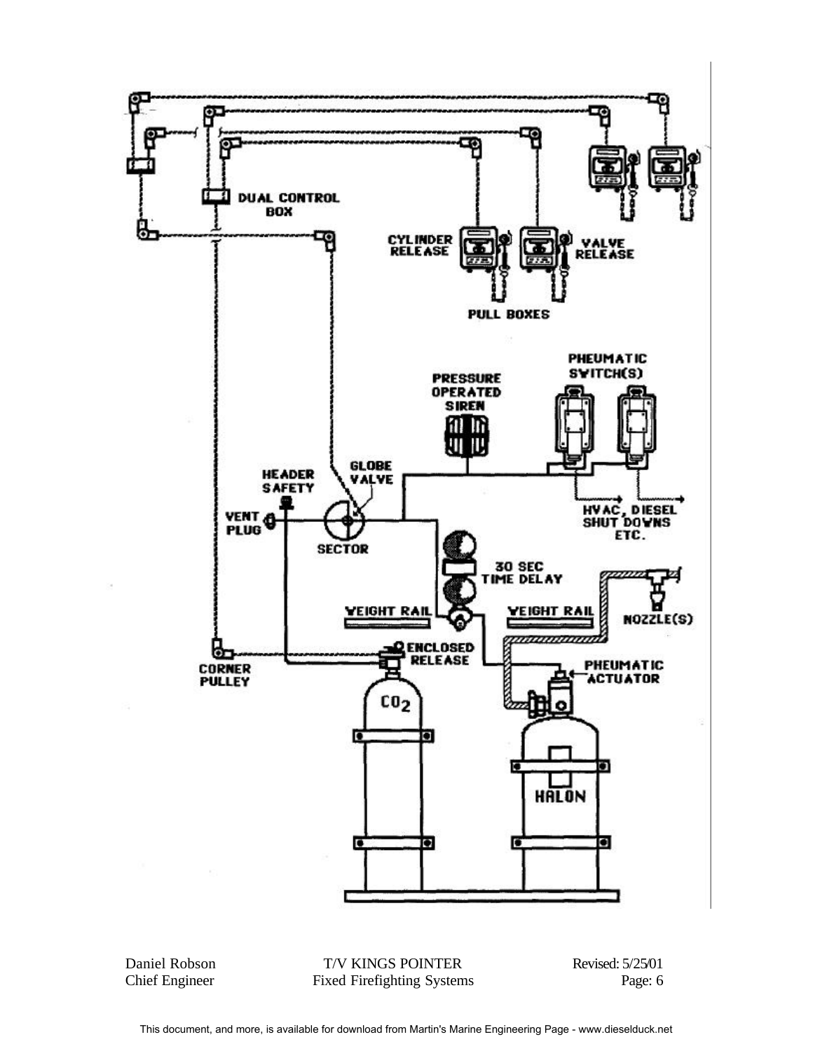DUAL CONTROL BOX

CYLINDER RELEASE

VALVE RELEASE

PULL BOXES

PRESSURE OPERATED SIREN

PHEUMATIC SWITCH(S)

HEADER SAFETY

GLOBE VALVE

VENT PLUG

SECTOR

HVAC, DIESEL SHUT DOWNS ETC.

30 SEC TIME DELAY

WEIGHT RAIL

WEIGHT RAIL

NOZZLE(S)

ENCLOSED RELEASE

CORNER PULLEY

PHEUMATIC ACTUATOR

$CO_2$

HALON